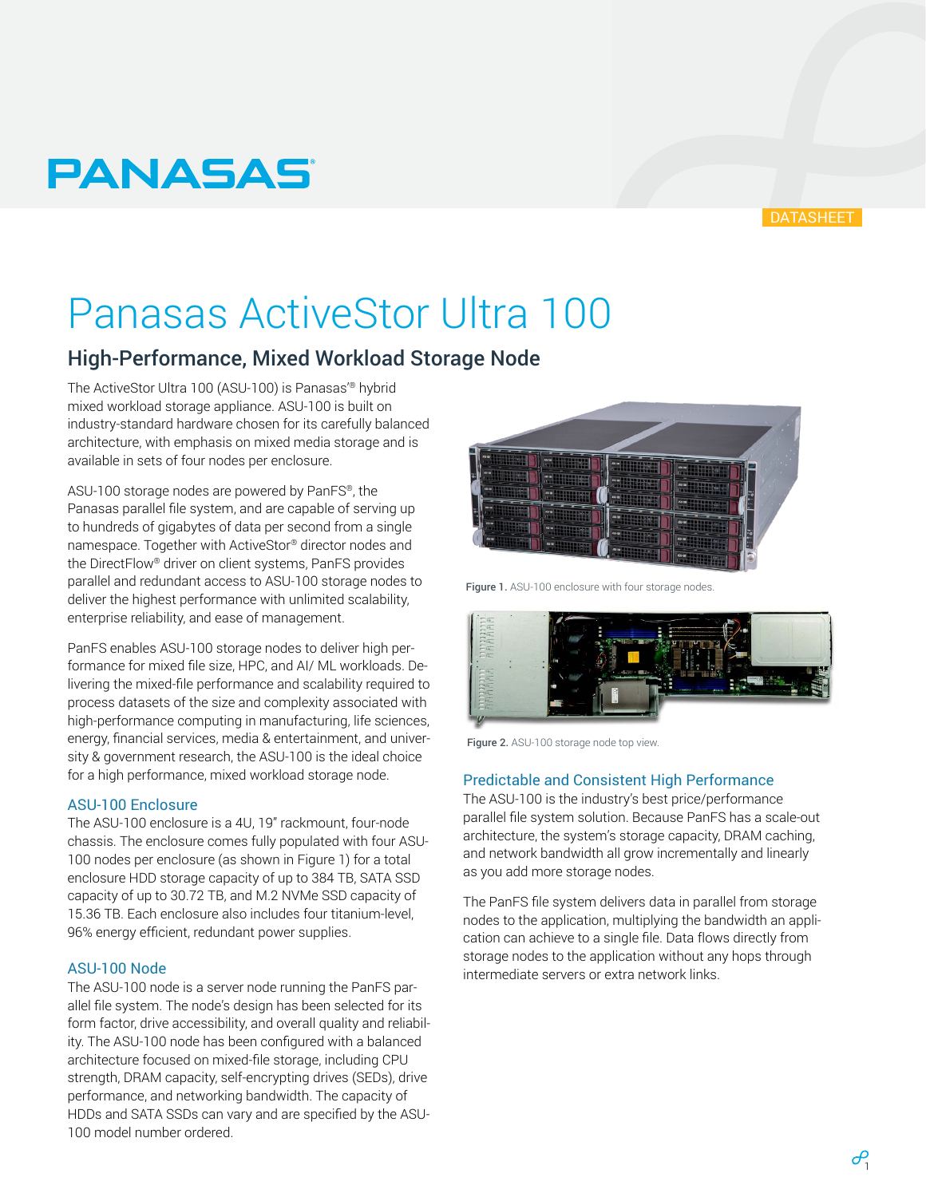PANASAS

DATASHEET

# Panasas ActiveStor Ultra 100

## High-Performance, Mixed Workload Storage Node

The ActiveStor Ultra 100 (ASU-100) is Panasas'® hybrid mixed workload storage appliance. ASU-100 is built on industry-standard hardware chosen for its carefully balanced architecture, with emphasis on mixed media storage and is available in sets of four nodes per enclosure.

ASU-100 storage nodes are powered by PanFS®, the Panasas parallel file system, and are capable of serving up to hundreds of gigabytes of data per second from a single namespace. Together with ActiveStor® director nodes and the DirectFlow® driver on client systems, PanFS provides parallel and redundant access to ASU-100 storage nodes to deliver the highest performance with unlimited scalability, enterprise reliability, and ease of management.

PanFS enables ASU-100 storage nodes to deliver high performance for mixed file size, HPC, and AI/ ML workloads. Delivering the mixed-file performance and scalability required to process datasets of the size and complexity associated with high-performance computing in manufacturing, life sciences, energy, financial services, media & entertainment, and university & government research, the ASU-100 is the ideal choice for a high performance, mixed workload storage node.

### ASU-100 Enclosure

The ASU-100 enclosure is a 4U, 19" rackmount, four-node chassis. The enclosure comes fully populated with four ASU-100 nodes per enclosure (as shown in Figure 1) for a total enclosure HDD storage capacity of up to 384 TB, SATA SSD capacity of up to 30.72 TB, and M.2 NVMe SSD capacity of 15.36 TB. Each enclosure also includes four titanium-level, 96% energy efficient, redundant power supplies.

### ASU-100 Node

The ASU-100 node is a server node running the PanFS parallel file system. The node's design has been selected for its form factor, drive accessibility, and overall quality and reliability. The ASU-100 node has been configured with a balanced architecture focused on mixed-file storage, including CPU strength, DRAM capacity, self-encrypting drives (SEDs), drive performance, and networking bandwidth. The capacity of HDDs and SATA SSDs can vary and are specified by the ASU-100 model number ordered.

**Figure 1.** ASU-100 enclosure with four storage nodes.

**Figure 2.** ASU-100 storage node top view.

### Predictable and Consistent High Performance

The ASU-100 is the industry's best price/performance parallel file system solution. Because PanFS has a scale-out architecture, the system's storage capacity, DRAM caching, and network bandwidth all grow incrementally and linearly as you add more storage nodes.

The PanFS file system delivers data in parallel from storage nodes to the application, multiplying the bandwidth an application can achieve to a single file. Data flows directly from storage nodes to the application without any hops through intermediate servers or extra network links.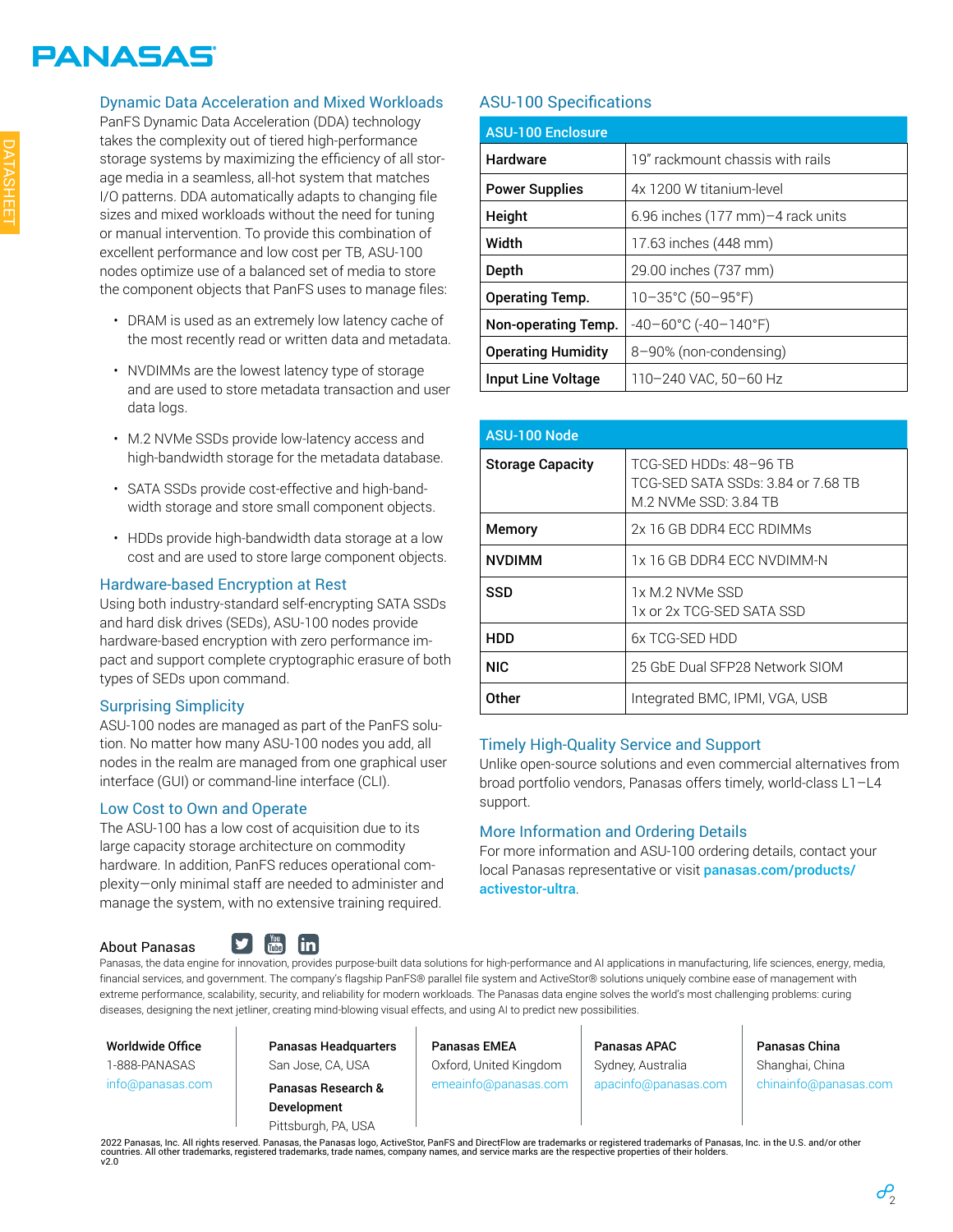## Dynamic Data Acceleration and Mixed Workloads

PanFS Dynamic Data Acceleration (DDA) technology takes the complexity out of tiered high-performance storage systems by maximizing the efficiency of all storage media in a seamless, all-hot system that matches I/O patterns. DDA automatically adapts to changing file sizes and mixed workloads without the need for tuning or manual intervention. To provide this combination of excellent performance and low cost per TB, ASU-100 nodes optimize use of a balanced set of media to store the component objects that PanFS uses to manage files:

- DRAM is used as an extremely low latency cache of the most recently read or written data and metadata.
- NVDIMMs are the lowest latency type of storage and are used to store metadata transaction and user data logs.
- M.2 NVMe SSDs provide low-latency access and high-bandwidth storage for the metadata database.
- SATA SSDs provide cost-effective and high-bandwidth storage and store small component objects.
- HDDs provide high-bandwidth data storage at a low cost and are used to store large component objects.

## Hardware-based Encryption at Rest

Using both industry-standard self-encrypting SATA SSDs and hard disk drives (SEDs), ASU-100 nodes provide hardware-based encryption with zero performance impact and support complete cryptographic erasure of both types of SEDs upon command.

## Surprising Simplicity

ASU-100 nodes are managed as part of the PanFS solution. No matter how many ASU-100 nodes you add, all nodes in the realm are managed from one graphical user interface (GUI) or command-line interface (CLI).

## Low Cost to Own and Operate

The ASU-100 has a low cost of acquisition due to its large capacity storage architecture on commodity hardware. In addition, PanFS reduces operational complexity—only minimal staff are needed to administer and manage the system, with no extensive training required.

## ASU-100 Specifications

| ASU-100 Enclosure | |
|---|---|
| **Hardware** | 19" rackmount chassis with rails |
| **Power Supplies** | 4x 1200 W titanium-level |
| **Height** | 6.96 inches (177 mm)—4 rack units |
| **Width** | 17.63 inches (448 mm) |
| **Depth** | 29.00 inches (737 mm) |
| **Operating Temp.** | 10–35°C (50–95°F) |
| **Non-operating Temp.** | -40–60°C (-40–140°F) |
| **Operating Humidity** | 8–90% (non-condensing) |
| **Input Line Voltage** | 110–240 VAC, 50–60 Hz |

| ASU-100 Node | |
|---|---|
| **Storage Capacity** | TCG-SED HDDs: 48–96 TB<br>TCG-SED SATA SSDs: 3.84 or 7.68 TB<br>M.2 NVMe SSD: 3.84 TB |
| **Memory** | 2x 16 GB DDR4 ECC RDIMMs |
| **NVDIMM** | 1x 16 GB DDR4 ECC NVDIMM-N |
| **SSD** | 1x M.2 NVMe SSD<br>1x or 2x TCG-SED SATA SSD |
| **HDD** | 6x TCG-SED HDD |
| **NIC** | 25 GbE Dual SFP28 Network SIOM |
| **Other** | Integrated BMC, IPMI, VGA, USB |

## Timely High-Quality Service and Support

Unlike open-source solutions and even commercial alternatives from broad portfolio vendors, Panasas offers timely, world-class L1–L4 support.

## More Information and Ordering Details

For more information and ASU-100 ordering details, contact your local Panasas representative or visit **panasas.com/products/activestor-ultra**.

### About Panasas

Panasas, the data engine for innovation, provides purpose-built data solutions for high-performance and AI applications in manufacturing, life sciences, energy, media, financial services, and government. The company's flagship PanFS® parallel file system and ActiveStor® solutions uniquely combine ease of management with extreme performance, scalability, security, and reliability for modern workloads. The Panasas data engine solves the world's most challenging problems: curing diseases, designing the next jetliner, creating mind-blowing visual effects, and using AI to predict new possibilities.

**Worldwide Office**
1-888-PANASAS
info@panasas.com

**Panasas Headquarters**
San Jose, CA, USA

**Panasas Research & Development**
Pittsburgh, PA, USA

**Panasas EMEA**
Oxford, United Kingdom
emeainfo@panasas.com

**Panasas APAC**
Sydney, Australia
apacinfo@panasas.com

**Panasas China**
Shanghai, China
chinainfo@panasas.com

2022 Panasas, Inc. All rights reserved. Panasas, the Panasas logo, ActiveStor, PanFS and DirectFlow are trademarks or registered trademarks of Panasas, Inc. in the U.S. and/or other countries. All other trademarks, registered trademarks, trade names, company names, and service marks are the respective properties of their holders.
v2.0